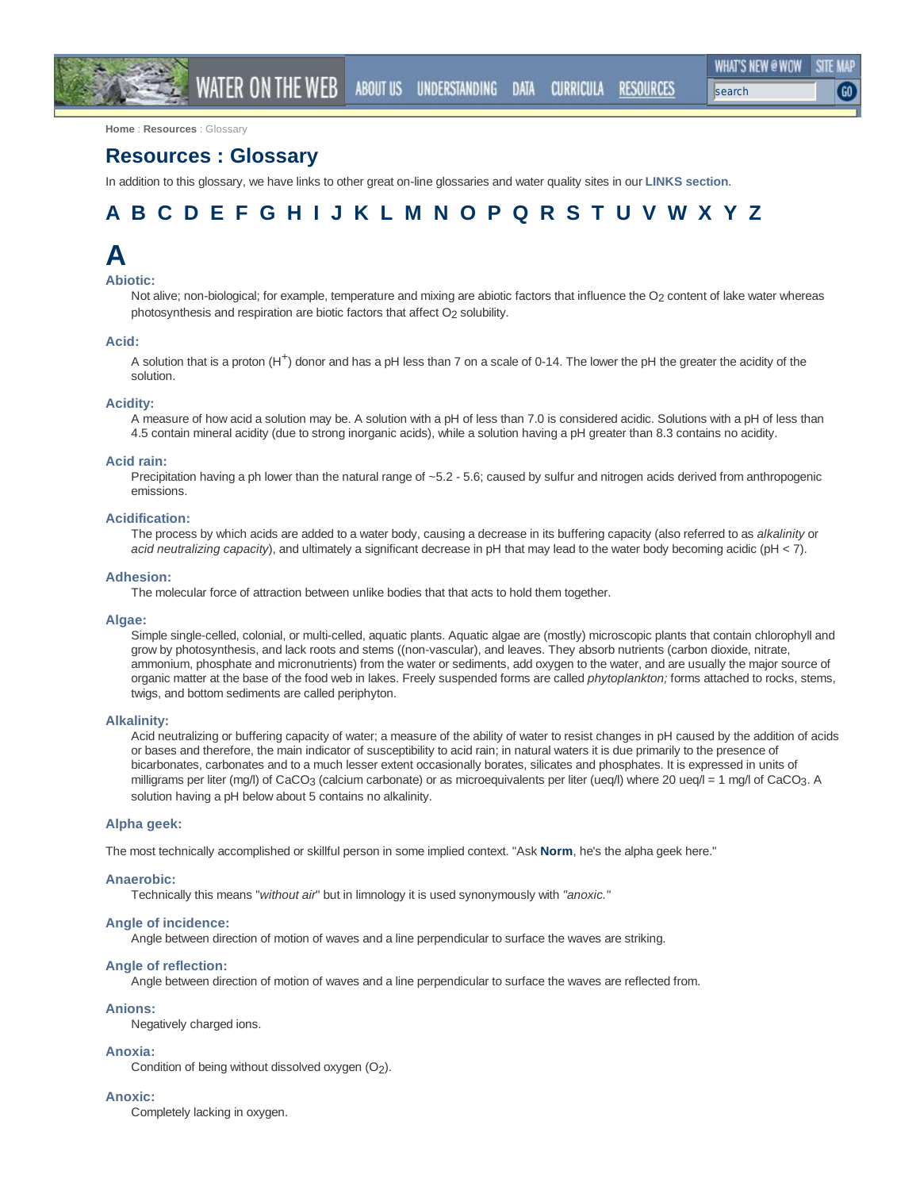Home : Resources : Glossary

# Resources : Glossary

In addition to this glossary, we have links to other great on-line glossaries and water quality sites in our **LINKS section**.

## A B C D E F G H I J K L M N O P Q R S T U V W X Y Z

# A

### Abiotic:

Not alive; non-biological; for example, temperature and mixing are abiotic factors that influence the $O_2$ content of lake water whereas photosynthesis and respiration are biotic factors that affect $O_2$ solubility.

### Acid:

A solution that is a proton ($H^+$) donor and has a pH less than 7 on a scale of 0-14. The lower the pH the greater the acidity of the solution.

### Acidity:

A measure of how acid a solution may be. A solution with a pH of less than 7.0 is considered acidic. Solutions with a pH of less than 4.5 contain mineral acidity (due to strong inorganic acids), while a solution having a pH greater than 8.3 contains no acidity.

### Acid rain:

Precipitation having a ph lower than the natural range of ~5.2 - 5.6; caused by sulfur and nitrogen acids derived from anthropogenic emissions.

### Acidification:

The process by which acids are added to a water body, causing a decrease in its buffering capacity (also referred to as *alkalinity* or *acid neutralizing capacity*), and ultimately a significant decrease in pH that may lead to the water body becoming acidic (pH < 7).

### Adhesion:

The molecular force of attraction between unlike bodies that that acts to hold them together.

### Algae:

Simple single-celled, colonial, or multi-celled, aquatic plants. Aquatic algae are (mostly) microscopic plants that contain chlorophyll and grow by photosynthesis, and lack roots and stems ((non-vascular), and leaves. They absorb nutrients (carbon dioxide, nitrate, ammonium, phosphate and micronutrients) from the water or sediments, add oxygen to the water, and are usually the major source of organic matter at the base of the food web in lakes. Freely suspended forms are called *phytoplankton;* forms attached to rocks, stems, twigs, and bottom sediments are called periphyton.

### Alkalinity:

Acid neutralizing or buffering capacity of water; a measure of the ability of water to resist changes in pH caused by the addition of acids or bases and therefore, the main indicator of susceptibility to acid rain; in natural waters it is due primarily to the presence of bicarbonates, carbonates and to a much lesser extent occasionally borates, silicates and phosphates. It is expressed in units of milligrams per liter (mg/l) of $CaCO_3$ (calcium carbonate) or as microequivalents per liter (ueq/l) where 20 ueq/l = 1 mg/l of $CaCO_3$. A solution having a pH below about 5 contains no alkalinity.

### Alpha geek:

The most technically accomplished or skillful person in some implied context. "Ask **Norm**, he's the alpha geek here."

### Anaerobic:

Technically this means "*without air*" but in limnology it is used synonymously with *"anoxic."*

### Angle of incidence:

Angle between direction of motion of waves and a line perpendicular to surface the waves are striking.

### Angle of reflection:

Angle between direction of motion of waves and a line perpendicular to surface the waves are reflected from.

### Anions:

Negatively charged ions.

### Anoxia:

Condition of being without dissolved oxygen ($O_2$).

### Anoxic:

Completely lacking in oxygen.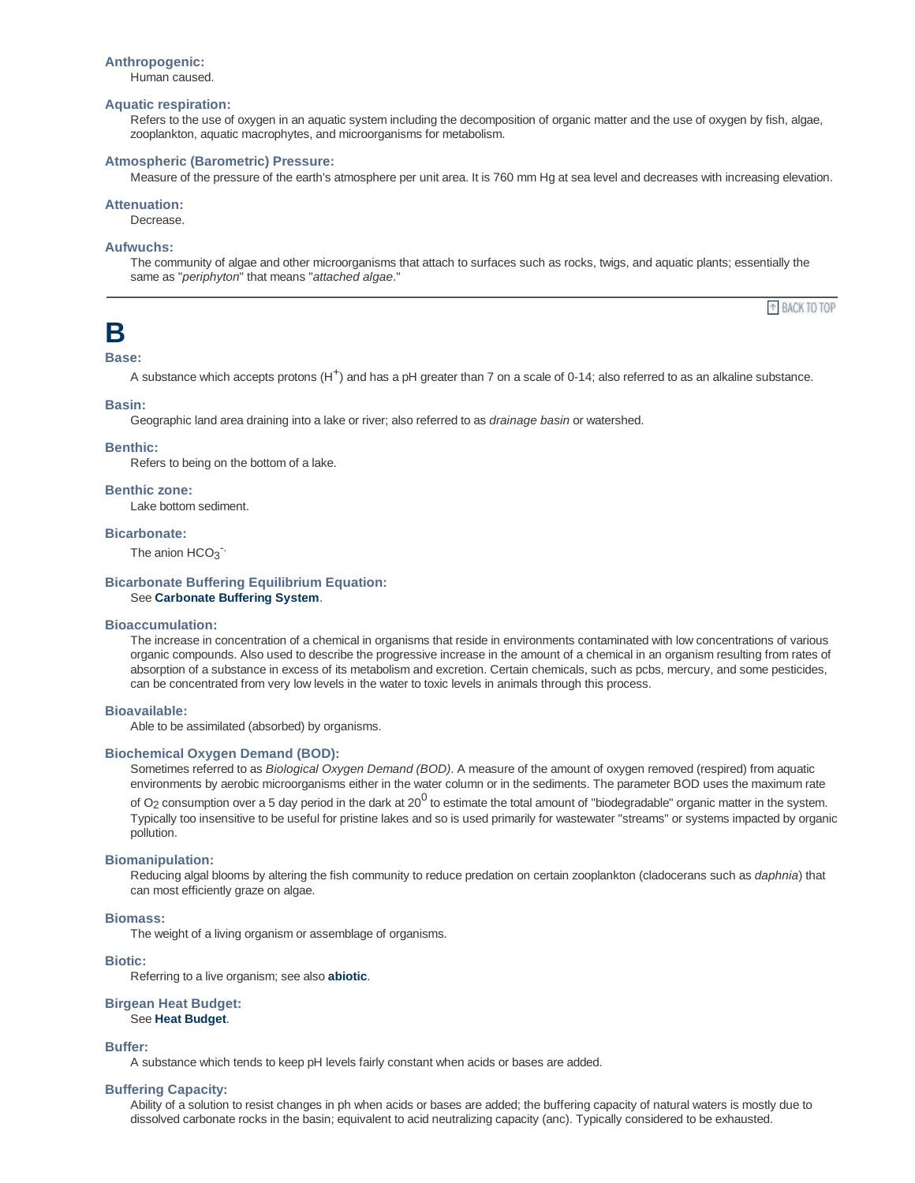**Anthropogenic:**
Human caused.

**Aquatic respiration:**
Refers to the use of oxygen in an aquatic system including the decomposition of organic matter and the use of oxygen by fish, algae, zooplankton, aquatic macrophytes, and microorganisms for metabolism.

**Atmospheric (Barometric) Pressure:**
Measure of the pressure of the earth's atmosphere per unit area. It is 760 mm Hg at sea level and decreases with increasing elevation.

**Attenuation:**
Decrease.

**Aufwuchs:**
The community of algae and other microorganisms that attach to surfaces such as rocks, twigs, and aquatic plants; essentially the same as "*periphyton*" that means "*attached algae*."

BACK TO TOP

# B

**Base:**
A substance which accepts protons ($H^+$) and has a pH greater than 7 on a scale of 0-14; also referred to as an alkaline substance.

**Basin:**
Geographic land area draining into a lake or river; also referred to as *drainage basin* or watershed.

**Benthic:**
Refers to being on the bottom of a lake.

**Benthic zone:**
Lake bottom sediment.

**Bicarbonate:**
The anion $HCO_3^-$.

**Bicarbonate Buffering Equilibrium Equation:**
See **Carbonate Buffering System**.

**Bioaccumulation:**
The increase in concentration of a chemical in organisms that reside in environments contaminated with low concentrations of various organic compounds. Also used to describe the progressive increase in the amount of a chemical in an organism resulting from rates of absorption of a substance in excess of its metabolism and excretion. Certain chemicals, such as pcbs, mercury, and some pesticides, can be concentrated from very low levels in the water to toxic levels in animals through this process.

**Bioavailable:**
Able to be assimilated (absorbed) by organisms.

**Biochemical Oxygen Demand (BOD):**
Sometimes referred to as *Biological Oxygen Demand (BOD)*. A measure of the amount of oxygen removed (respired) from aquatic environments by aerobic microorganisms either in the water column or in the sediments. The parameter BOD uses the maximum rate of $O_2$ consumption over a 5 day period in the dark at $20^0$ to estimate the total amount of "biodegradable" organic matter in the system. Typically too insensitive to be useful for pristine lakes and so is used primarily for wastewater "streams" or systems impacted by organic pollution.

**Biomanipulation:**
Reducing algal blooms by altering the fish community to reduce predation on certain zooplankton (cladocerans such as *daphnia*) that can most efficiently graze on algae.

**Biomass:**
The weight of a living organism or assemblage of organisms.

**Biotic:**
Referring to a live organism; see also **abiotic**.

**Birgean Heat Budget:**
See **Heat Budget**.

**Buffer:**
A substance which tends to keep pH levels fairly constant when acids or bases are added.

**Buffering Capacity:**
Ability of a solution to resist changes in ph when acids or bases are added; the buffering capacity of natural waters is mostly due to dissolved carbonate rocks in the basin; equivalent to acid neutralizing capacity (anc). Typically considered to be exhausted.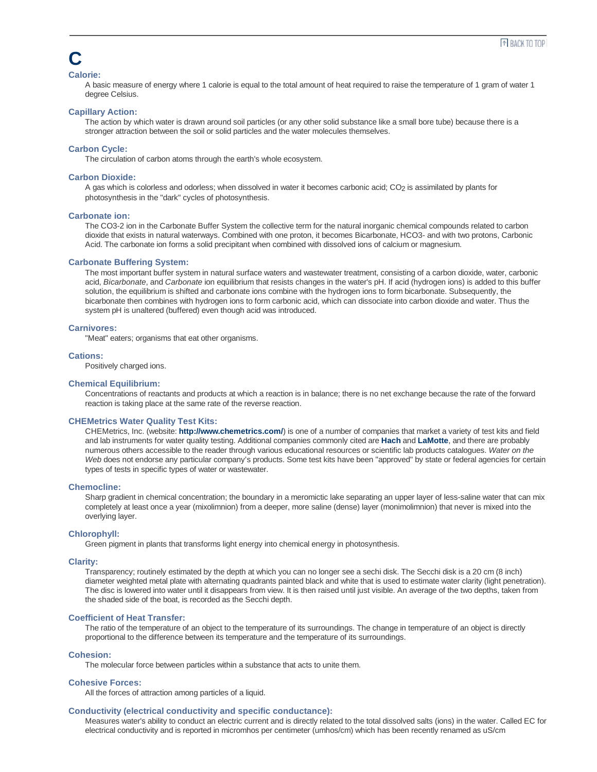# C

### Calorie:

A basic measure of energy where 1 calorie is equal to the total amount of heat required to raise the temperature of 1 gram of water 1 degree Celsius.

### Capillary Action:

The action by which water is drawn around soil particles (or any other solid substance like a small bore tube) because there is a stronger attraction between the soil or solid particles and the water molecules themselves.

### Carbon Cycle:

The circulation of carbon atoms through the earth's whole ecosystem.

### Carbon Dioxide:

A gas which is colorless and odorless; when dissolved in water it becomes carbonic acid; $CO_2$ is assimilated by plants for photosynthesis in the "dark" cycles of photosynthesis.

### Carbonate ion:

The CO3-2 ion in the Carbonate Buffer System the collective term for the natural inorganic chemical compounds related to carbon dioxide that exists in natural waterways. Combined with one proton, it becomes Bicarbonate, HCO3- and with two protons, Carbonic Acid. The carbonate ion forms a solid precipitant when combined with dissolved ions of calcium or magnesium.

### Carbonate Buffering System:

The most important buffer system in natural surface waters and wastewater treatment, consisting of a carbon dioxide, water, carbonic acid, *Bicarbonate*, and *Carbonate* ion equilibrium that resists changes in the water's pH. If acid (hydrogen ions) is added to this buffer solution, the equilibrium is shifted and carbonate ions combine with the hydrogen ions to form bicarbonate. Subsequently, the bicarbonate then combines with hydrogen ions to form carbonic acid, which can dissociate into carbon dioxide and water. Thus the system pH is unaltered (buffered) even though acid was introduced.

### Carnivores:

"Meat" eaters; organisms that eat other organisms.

### Cations:

Positively charged ions.

### Chemical Equilibrium:

Concentrations of reactants and products at which a reaction is in balance; there is no net exchange because the rate of the forward reaction is taking place at the same rate of the reverse reaction.

### CHEMetrics Water Quality Test Kits:

CHEMetrics, Inc. (website: **http://www.chemetrics.com/**) is one of a number of companies that market a variety of test kits and field and lab instruments for water quality testing. Additional companies commonly cited are **Hach** and **LaMotte**, and there are probably numerous others accessible to the reader through various educational resources or scientific lab products catalogues. *Water on the Web* does not endorse any particular company's products. Some test kits have been "approved" by state or federal agencies for certain types of tests in specific types of water or wastewater.

### Chemocline:

Sharp gradient in chemical concentration; the boundary in a meromictic lake separating an upper layer of less-saline water that can mix completely at least once a year (mixolimnion) from a deeper, more saline (dense) layer (monimolimnion) that never is mixed into the overlying layer.

### Chlorophyll:

Green pigment in plants that transforms light energy into chemical energy in photosynthesis.

### Clarity:

Transparency; routinely estimated by the depth at which you can no longer see a sechi disk. The Secchi disk is a 20 cm (8 inch) diameter weighted metal plate with alternating quadrants painted black and white that is used to estimate water clarity (light penetration). The disc is lowered into water until it disappears from view. It is then raised until just visible. An average of the two depths, taken from the shaded side of the boat, is recorded as the Secchi depth.

### Coefficient of Heat Transfer:

The ratio of the temperature of an object to the temperature of its surroundings. The change in temperature of an object is directly proportional to the difference between its temperature and the temperature of its surroundings.

### Cohesion:

The molecular force between particles within a substance that acts to unite them.

### Cohesive Forces:

All the forces of attraction among particles of a liquid.

### Conductivity (electrical conductivity and specific conductance):

Measures water's ability to conduct an electric current and is directly related to the total dissolved salts (ions) in the water. Called EC for electrical conductivity and is reported in micromhos per centimeter (umhos/cm) which has been recently renamed as uS/cm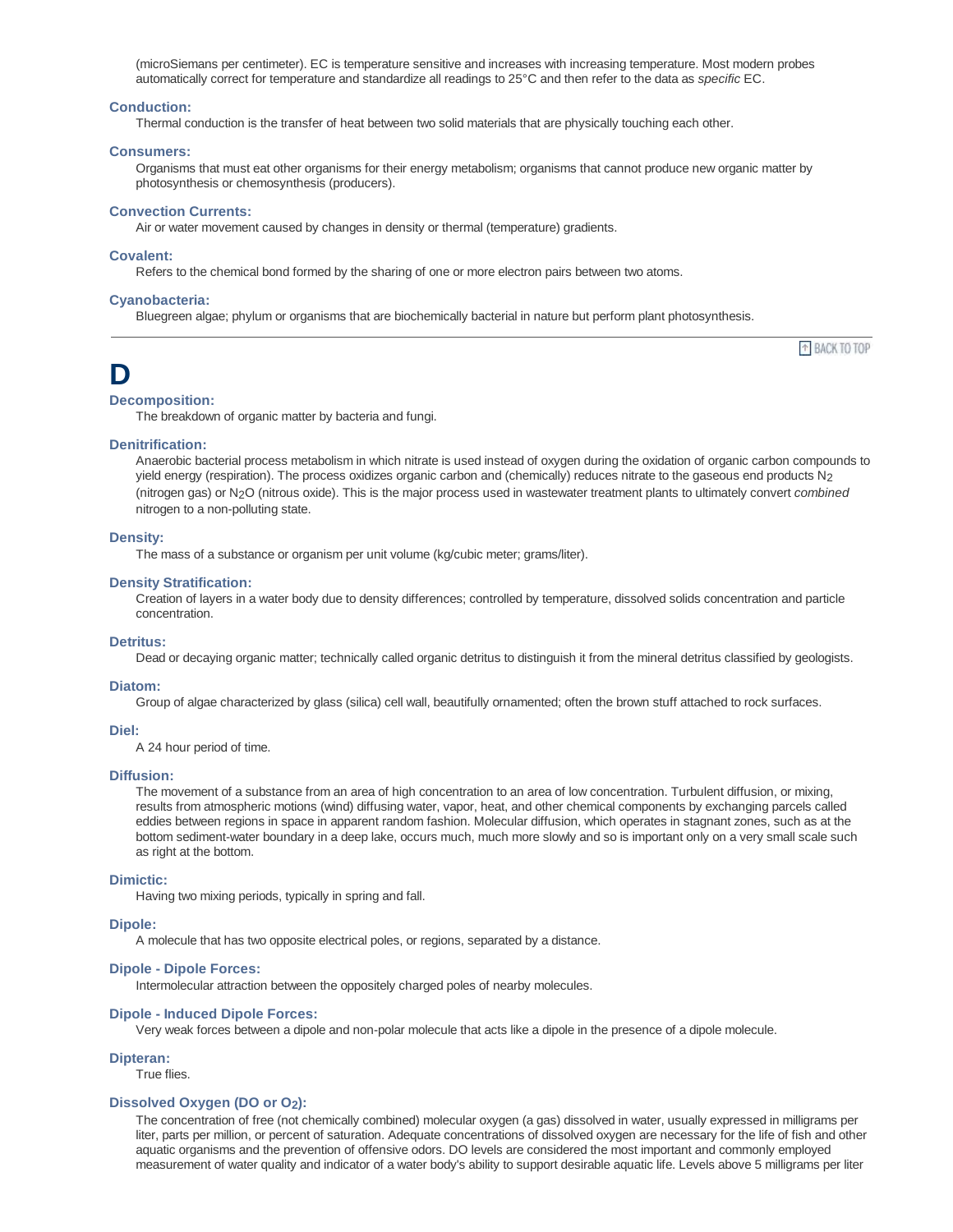(microSiemans per centimeter). EC is temperature sensitive and increases with increasing temperature. Most modern probes automatically correct for temperature and standardize all readings to 25°C and then refer to the data as *specific* EC.

### Conduction:

Thermal conduction is the transfer of heat between two solid materials that are physically touching each other.

### Consumers:

Organisms that must eat other organisms for their energy metabolism; organisms that cannot produce new organic matter by photosynthesis or chemosynthesis (producers).

### Convection Currents:

Air or water movement caused by changes in density or thermal (temperature) gradients.

### Covalent:

Refers to the chemical bond formed by the sharing of one or more electron pairs between two atoms.

### Cyanobacteria:

Bluegreen algae; phylum or organisms that are biochemically bacterial in nature but perform plant photosynthesis.

---

BACK TO TOP

# D

### Decomposition:

The breakdown of organic matter by bacteria and fungi.

### Denitrification:

Anaerobic bacterial process metabolism in which nitrate is used instead of oxygen during the oxidation of organic carbon compounds to yield energy (respiration). The process oxidizes organic carbon and (chemically) reduces nitrate to the gaseous end products $N_2$ (nitrogen gas) or $N_2O$ (nitrous oxide). This is the major process used in wastewater treatment plants to ultimately convert *combined* nitrogen to a non-polluting state.

### Density:

The mass of a substance or organism per unit volume (kg/cubic meter; grams/liter).

### Density Stratification:

Creation of layers in a water body due to density differences; controlled by temperature, dissolved solids concentration and particle concentration.

### Detritus:

Dead or decaying organic matter; technically called organic detritus to distinguish it from the mineral detritus classified by geologists.

### Diatom:

Group of algae characterized by glass (silica) cell wall, beautifully ornamented; often the brown stuff attached to rock surfaces.

### Diel:

A 24 hour period of time.

### Diffusion:

The movement of a substance from an area of high concentration to an area of low concentration. Turbulent diffusion, or mixing, results from atmospheric motions (wind) diffusing water, vapor, heat, and other chemical components by exchanging parcels called eddies between regions in space in apparent random fashion. Molecular diffusion, which operates in stagnant zones, such as at the bottom sediment-water boundary in a deep lake, occurs much, much more slowly and so is important only on a very small scale such as right at the bottom.

### Dimictic:

Having two mixing periods, typically in spring and fall.

### Dipole:

A molecule that has two opposite electrical poles, or regions, separated by a distance.

### Dipole - Dipole Forces:

Intermolecular attraction between the oppositely charged poles of nearby molecules.

### Dipole - Induced Dipole Forces:

Very weak forces between a dipole and non-polar molecule that acts like a dipole in the presence of a dipole molecule.

### Dipteran:

True flies.

### Dissolved Oxygen (DO or $O_2$):

The concentration of free (not chemically combined) molecular oxygen (a gas) dissolved in water, usually expressed in milligrams per liter, parts per million, or percent of saturation. Adequate concentrations of dissolved oxygen are necessary for the life of fish and other aquatic organisms and the prevention of offensive odors. DO levels are considered the most important and commonly employed measurement of water quality and indicator of a water body's ability to support desirable aquatic life. Levels above 5 milligrams per liter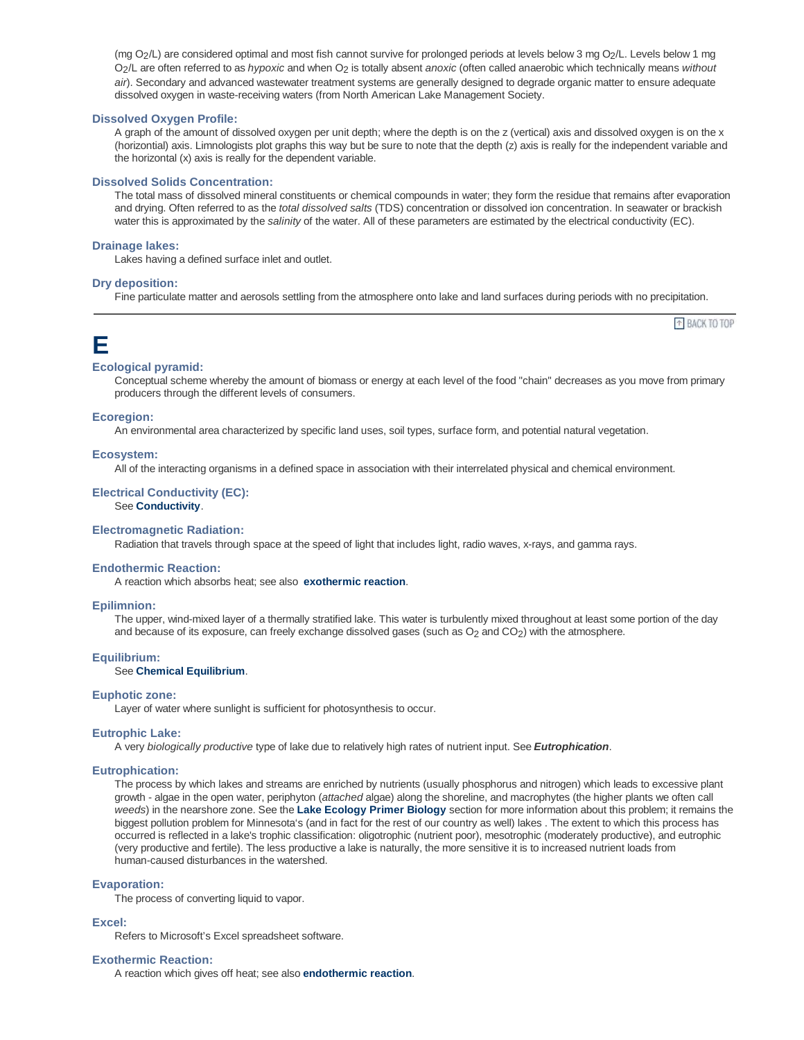(mg $O_2$/L) are considered optimal and most fish cannot survive for prolonged periods at levels below 3 mg $O_2$/L. Levels below 1 mg $O_2$/L are often referred to as *hypoxic* and when $O_2$ is totally absent *anoxic* (often called anaerobic which technically means *without air*). Secondary and advanced wastewater treatment systems are generally designed to degrade organic matter to ensure adequate dissolved oxygen in waste-receiving waters (from North American Lake Management Society.

**Dissolved Oxygen Profile:**

A graph of the amount of dissolved oxygen per unit depth; where the depth is on the z (vertical) axis and dissolved oxygen is on the x (horizontal) axis. Limnologists plot graphs this way but be sure to note that the depth (z) axis is really for the independent variable and the horizontal (x) axis is really for the dependent variable.

**Dissolved Solids Concentration:**

The total mass of dissolved mineral constituents or chemical compounds in water; they form the residue that remains after evaporation and drying. Often referred to as the *total dissolved salts* (TDS) concentration or dissolved ion concentration. In seawater or brackish water this is approximated by the *salinity* of the water. All of these parameters are estimated by the electrical conductivity (EC).

**Drainage lakes:**

Lakes having a defined surface inlet and outlet.

**Dry deposition:**

Fine particulate matter and aerosols settling from the atmosphere onto lake and land surfaces during periods with no precipitation.

---

# E

**Ecological pyramid:**

Conceptual scheme whereby the amount of biomass or energy at each level of the food "chain" decreases as you move from primary producers through the different levels of consumers.

**Ecoregion:**

An environmental area characterized by specific land uses, soil types, surface form, and potential natural vegetation.

**Ecosystem:**

All of the interacting organisms in a defined space in association with their interrelated physical and chemical environment.

**Electrical Conductivity (EC):**

See **Conductivity**.

**Electromagnetic Radiation:**

Radiation that travels through space at the speed of light that includes light, radio waves, x-rays, and gamma rays.

**Endothermic Reaction:**

A reaction which absorbs heat; see also **exothermic reaction**.

**Epilimnion:**

The upper, wind-mixed layer of a thermally stratified lake. This water is turbulently mixed throughout at least some portion of the day and because of its exposure, can freely exchange dissolved gases (such as $O_2$ and $CO_2$) with the atmosphere.

**Equilibrium:**

See **Chemical Equilibrium**.

**Euphotic zone:**

Layer of water where sunlight is sufficient for photosynthesis to occur.

**Eutrophic Lake:**

A very *biologically productive* type of lake due to relatively high rates of nutrient input. See ***Eutrophication***.

**Eutrophication:**

The process by which lakes and streams are enriched by nutrients (usually phosphorus and nitrogen) which leads to excessive plant growth - algae in the open water, periphyton (*attached* algae) along the shoreline, and macrophytes (the higher plants we often call *weeds*) in the nearshore zone. See the **Lake Ecology Primer Biology** section for more information about this problem; it remains the biggest pollution problem for Minnesota's (and in fact for the rest of our country as well) lakes . The extent to which this process has occurred is reflected in a lake's trophic classification: oligotrophic (nutrient poor), mesotrophic (moderately productive), and eutrophic (very productive and fertile). The less productive a lake is naturally, the more sensitive it is to increased nutrient loads from human-caused disturbances in the watershed.

**Evaporation:**

The process of converting liquid to vapor.

**Excel:**

Refers to Microsoft's Excel spreadsheet software.

**Exothermic Reaction:**

A reaction which gives off heat; see also **endothermic reaction**.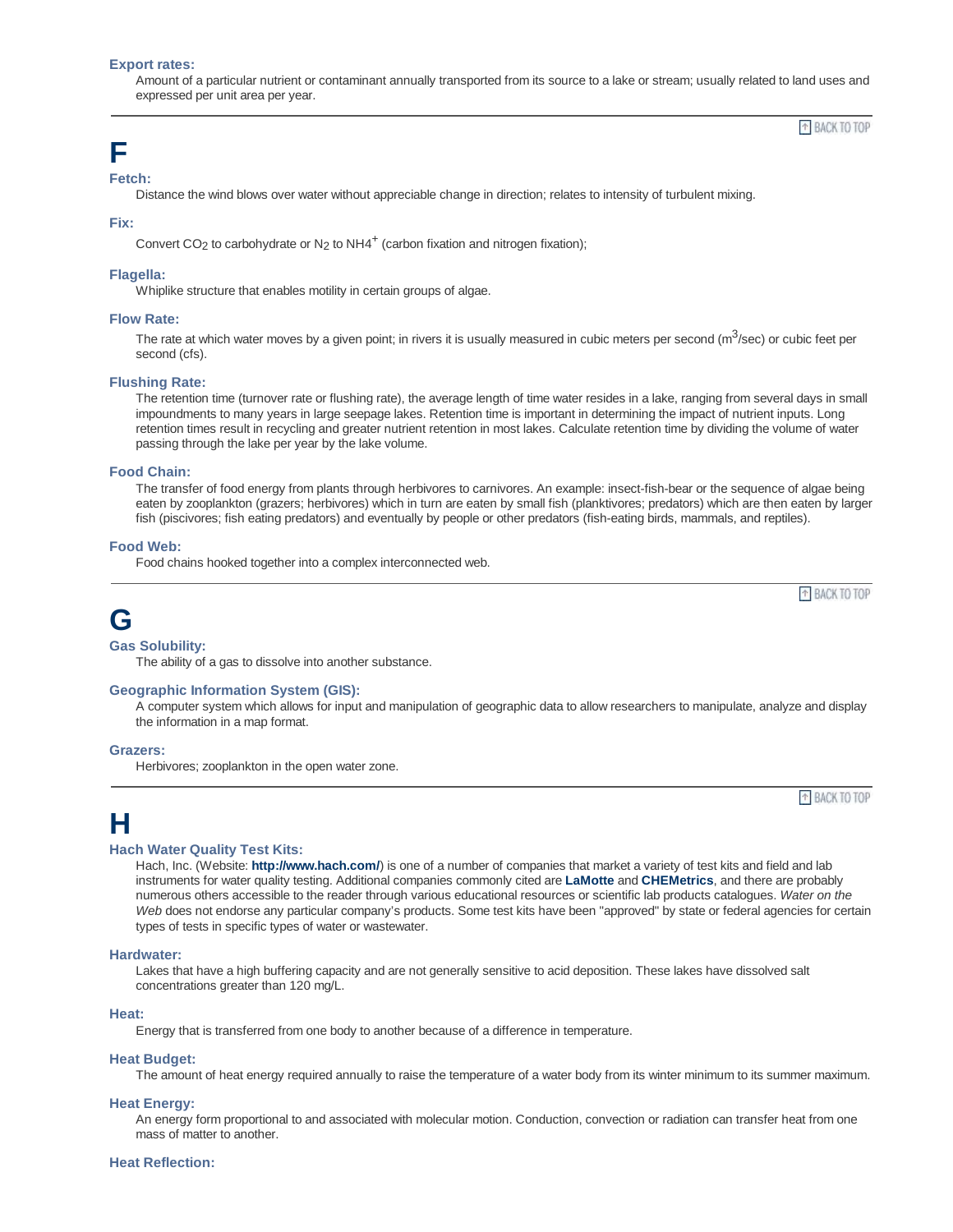**Export rates:**

Amount of a particular nutrient or contaminant annually transported from its source to a lake or stream; usually related to land uses and expressed per unit area per year.

---

# F

**Fetch:**

Distance the wind blows over water without appreciable change in direction; relates to intensity of turbulent mixing.

**Fix:**

Convert $CO_2$ to carbohydrate or $N_2$ to $NH4^+$ (carbon fixation and nitrogen fixation);

**Flagella:**

Whiplike structure that enables motility in certain groups of algae.

**Flow Rate:**

The rate at which water moves by a given point; in rivers it is usually measured in cubic meters per second ($m^3$/sec) or cubic feet per second (cfs).

**Flushing Rate:**

The retention time (turnover rate or flushing rate), the average length of time water resides in a lake, ranging from several days in small impoundments to many years in large seepage lakes. Retention time is important in determining the impact of nutrient inputs. Long retention times result in recycling and greater nutrient retention in most lakes. Calculate retention time by dividing the volume of water passing through the lake per year by the lake volume.

**Food Chain:**

The transfer of food energy from plants through herbivores to carnivores. An example: insect-fish-bear or the sequence of algae being eaten by zooplankton (grazers; herbivores) which in turn are eaten by small fish (planktivores; predators) which are then eaten by larger fish (piscivores; fish eating predators) and eventually by people or other predators (fish-eating birds, mammals, and reptiles).

**Food Web:**

Food chains hooked together into a complex interconnected web.

---

# G

**Gas Solubility:**

The ability of a gas to dissolve into another substance.

**Geographic Information System (GIS):**

A computer system which allows for input and manipulation of geographic data to allow researchers to manipulate, analyze and display the information in a map format.

**Grazers:**

Herbivores; zooplankton in the open water zone.

---

# H

**Hach Water Quality Test Kits:**

Hach, Inc. (Website: **http://www.hach.com/**) is one of a number of companies that market a variety of test kits and field and lab instruments for water quality testing. Additional companies commonly cited are **LaMotte** and **CHEMetrics**, and there are probably numerous others accessible to the reader through various educational resources or scientific lab products catalogues. *Water on the Web* does not endorse any particular company's products. Some test kits have been "approved" by state or federal agencies for certain types of tests in specific types of water or wastewater.

**Hardwater:**

Lakes that have a high buffering capacity and are not generally sensitive to acid deposition. These lakes have dissolved salt concentrations greater than 120 mg/L.

**Heat:**

Energy that is transferred from one body to another because of a difference in temperature.

**Heat Budget:**

The amount of heat energy required annually to raise the temperature of a water body from its winter minimum to its summer maximum.

**Heat Energy:**

An energy form proportional to and associated with molecular motion. Conduction, convection or radiation can transfer heat from one mass of matter to another.

**Heat Reflection:**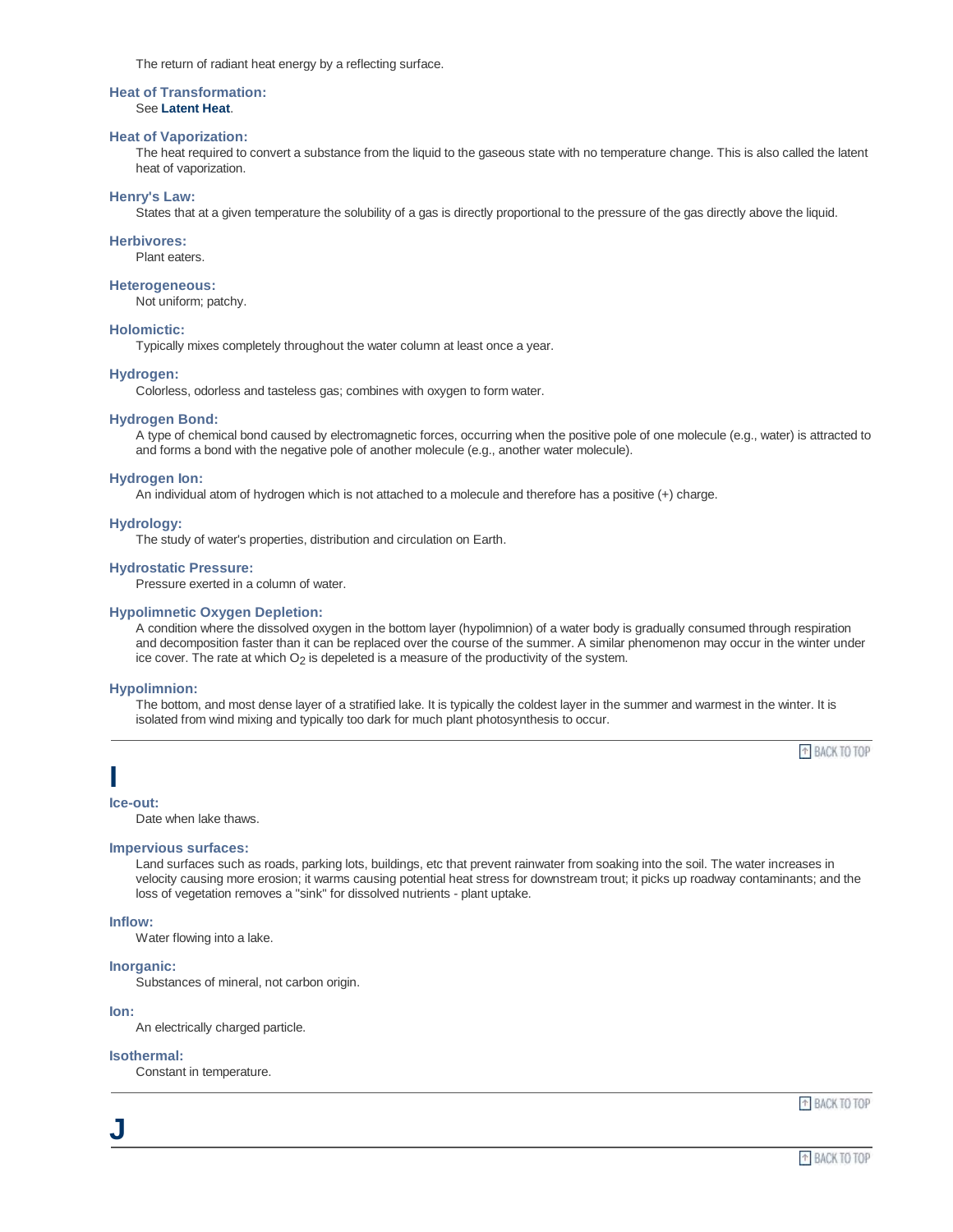The return of radiant heat energy by a reflecting surface.

**Heat of Transformation:**
See **Latent Heat**.

**Heat of Vaporization:**
The heat required to convert a substance from the liquid to the gaseous state with no temperature change. This is also called the latent heat of vaporization.

**Henry's Law:**
States that at a given temperature the solubility of a gas is directly proportional to the pressure of the gas directly above the liquid.

**Herbivores:**
Plant eaters.

**Heterogeneous:**
Not uniform; patchy.

**Holomictic:**
Typically mixes completely throughout the water column at least once a year.

**Hydrogen:**
Colorless, odorless and tasteless gas; combines with oxygen to form water.

**Hydrogen Bond:**
A type of chemical bond caused by electromagnetic forces, occurring when the positive pole of one molecule (e.g., water) is attracted to and forms a bond with the negative pole of another molecule (e.g., another water molecule).

**Hydrogen Ion:**
An individual atom of hydrogen which is not attached to a molecule and therefore has a positive (+) charge.

**Hydrology:**
The study of water's properties, distribution and circulation on Earth.

**Hydrostatic Pressure:**
Pressure exerted in a column of water.

**Hypolimnetic Oxygen Depletion:**
A condition where the dissolved oxygen in the bottom layer (hypolimnion) of a water body is gradually consumed through respiration and decomposition faster than it can be replaced over the course of the summer. A similar phenomenon may occur in the winter under ice cover. The rate at which $O_2$ is depeleted is a measure of the productivity of the system.

**Hypolimnion:**
The bottom, and most dense layer of a stratified lake. It is typically the coldest layer in the summer and warmest in the winter. It is isolated from wind mixing and typically too dark for much plant photosynthesis to occur.

---

# I

**Ice-out:**
Date when lake thaws.

**Impervious surfaces:**
Land surfaces such as roads, parking lots, buildings, etc that prevent rainwater from soaking into the soil. The water increases in velocity causing more erosion; it warms causing potential heat stress for downstream trout; it picks up roadway contaminants; and the loss of vegetation removes a "sink" for dissolved nutrients - plant uptake.

**Inflow:**
Water flowing into a lake.

**Inorganic:**
Substances of mineral, not carbon origin.

**Ion:**
An electrically charged particle.

**Isothermal:**
Constant in temperature.

---

# J

---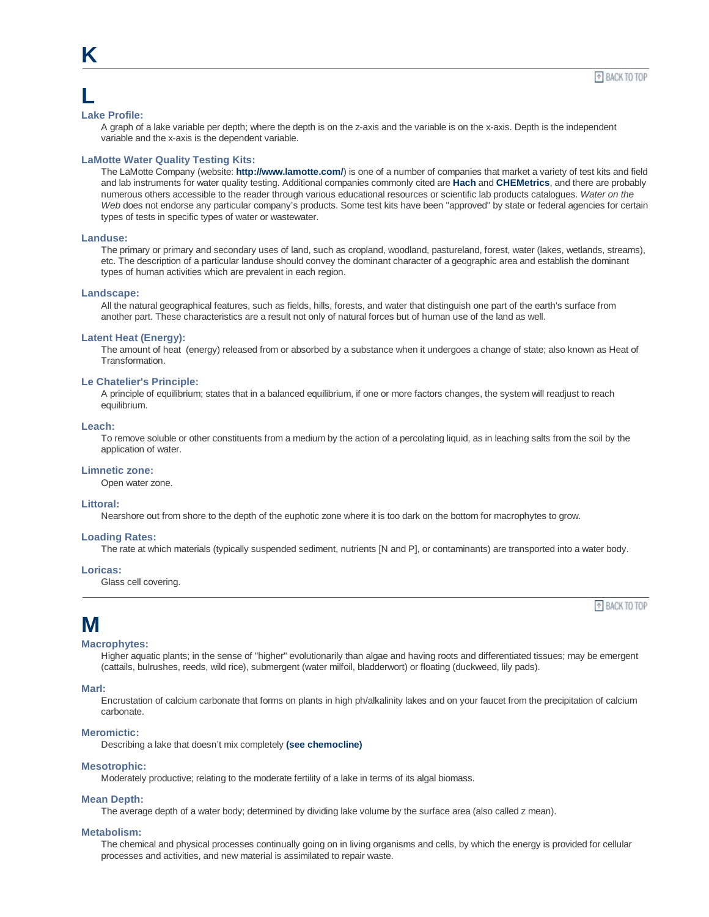# K

# L

### Lake Profile:

A graph of a lake variable per depth; where the depth is on the z-axis and the variable is on the x-axis. Depth is the independent variable and the x-axis is the dependent variable.

### LaMotte Water Quality Testing Kits:

The LaMotte Company (website: **http://www.lamotte.com/**) is one of a number of companies that market a variety of test kits and field and lab instruments for water quality testing. Additional companies commonly cited are **Hach** and **CHEMetrics**, and there are probably numerous others accessible to the reader through various educational resources or scientific lab products catalogues. *Water on the Web* does not endorse any particular company's products. Some test kits have been "approved" by state or federal agencies for certain types of tests in specific types of water or wastewater.

### Landuse:

The primary or primary and secondary uses of land, such as cropland, woodland, pastureland, forest, water (lakes, wetlands, streams), etc. The description of a particular landuse should convey the dominant character of a geographic area and establish the dominant types of human activities which are prevalent in each region.

### Landscape:

All the natural geographical features, such as fields, hills, forests, and water that distinguish one part of the earth's surface from another part. These characteristics are a result not only of natural forces but of human use of the land as well.

### Latent Heat (Energy):

The amount of heat (energy) released from or absorbed by a substance when it undergoes a change of state; also known as Heat of Transformation.

### Le Chatelier's Principle:

A principle of equilibrium; states that in a balanced equilibrium, if one or more factors changes, the system will readjust to reach equilibrium.

### Leach:

To remove soluble or other constituents from a medium by the action of a percolating liquid, as in leaching salts from the soil by the application of water.

### Limnetic zone:

Open water zone.

### Littoral:

Nearshore out from shore to the depth of the euphotic zone where it is too dark on the bottom for macrophytes to grow.

### Loading Rates:

The rate at which materials (typically suspended sediment, nutrients [N and P], or contaminants) are transported into a water body.

### Loricas:

Glass cell covering.

# M

### Macrophytes:

Higher aquatic plants; in the sense of "higher" evolutionarily than algae and having roots and differentiated tissues; may be emergent (cattails, bulrushes, reeds, wild rice), submergent (water milfoil, bladderwort) or floating (duckweed, lily pads).

### Marl:

Encrustation of calcium carbonate that forms on plants in high ph/alkalinity lakes and on your faucet from the precipitation of calcium carbonate.

### Meromictic:

Describing a lake that doesn't mix completely **(see chemocline)**

### Mesotrophic:

Moderately productive; relating to the moderate fertility of a lake in terms of its algal biomass.

### Mean Depth:

The average depth of a water body; determined by dividing lake volume by the surface area (also called z mean).

### Metabolism:

The chemical and physical processes continually going on in living organisms and cells, by which the energy is provided for cellular processes and activities, and new material is assimilated to repair waste.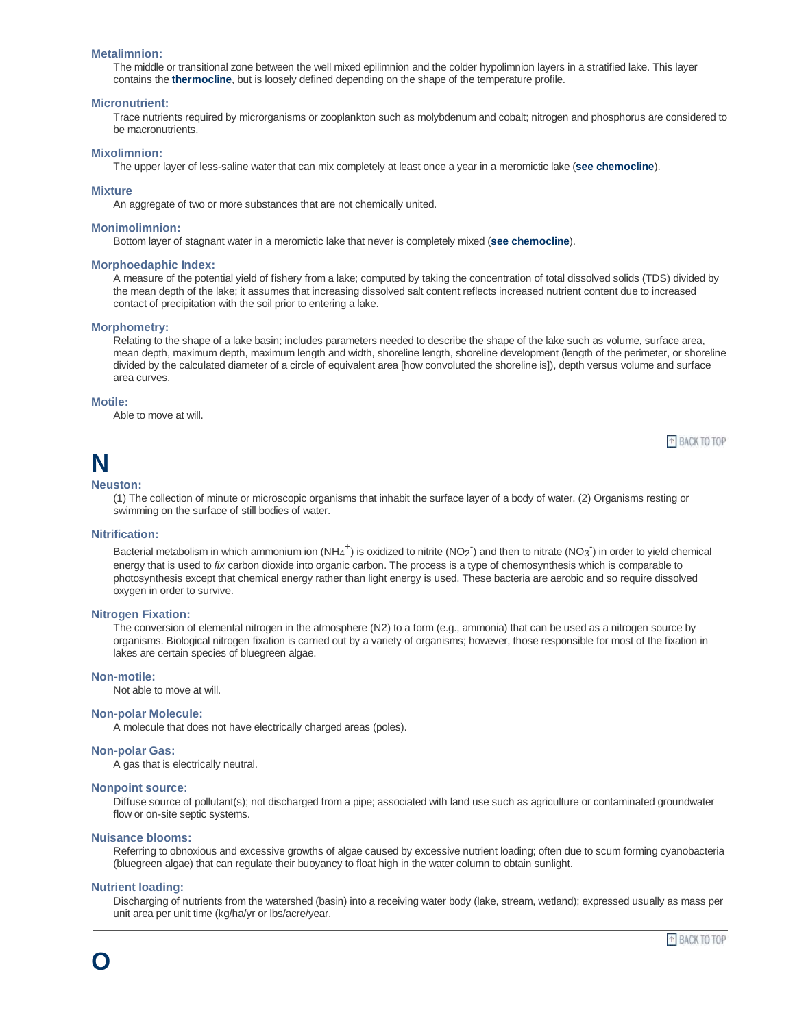### Metalimnion:

The middle or transitional zone between the well mixed epilimnion and the colder hypolimnion layers in a stratified lake. This layer contains the **thermocline**, but is loosely defined depending on the shape of the temperature profile.

### Micronutrient:

Trace nutrients required by microrganisms or zooplankton such as molybdenum and cobalt; nitrogen and phosphorus are considered to be macronutrients.

### Mixolimnion:

The upper layer of less-saline water that can mix completely at least once a year in a meromictic lake (**see chemocline**).

### Mixture

An aggregate of two or more substances that are not chemically united.

### Monimolimnion:

Bottom layer of stagnant water in a meromictic lake that never is completely mixed (**see chemocline**).

### Morphoedaphic Index:

A measure of the potential yield of fishery from a lake; computed by taking the concentration of total dissolved solids (TDS) divided by the mean depth of the lake; it assumes that increasing dissolved salt content reflects increased nutrient content due to increased contact of precipitation with the soil prior to entering a lake.

### Morphometry:

Relating to the shape of a lake basin; includes parameters needed to describe the shape of the lake such as volume, surface area, mean depth, maximum depth, maximum length and width, shoreline length, shoreline development (length of the perimeter, or shoreline divided by the calculated diameter of a circle of equivalent area [how convoluted the shoreline is]), depth versus volume and surface area curves.

### Motile:

Able to move at will.

---

# N

### Neuston:

(1) The collection of minute or microscopic organisms that inhabit the surface layer of a body of water. (2) Organisms resting or swimming on the surface of still bodies of water.

### Nitrification:

Bacterial metabolism in which ammonium ion ($NH_4^+$) is oxidized to nitrite ($NO_2^-$) and then to nitrate ($NO_3^-$) in order to yield chemical energy that is used to *fix* carbon dioxide into organic carbon. The process is a type of chemosynthesis which is comparable to photosynthesis except that chemical energy rather than light energy is used. These bacteria are aerobic and so require dissolved oxygen in order to survive.

### Nitrogen Fixation:

The conversion of elemental nitrogen in the atmosphere (N2) to a form (e.g., ammonia) that can be used as a nitrogen source by organisms. Biological nitrogen fixation is carried out by a variety of organisms; however, those responsible for most of the fixation in lakes are certain species of bluegreen algae.

### Non-motile:

Not able to move at will.

### Non-polar Molecule:

A molecule that does not have electrically charged areas (poles).

### Non-polar Gas:

A gas that is electrically neutral.

### Nonpoint source:

Diffuse source of pollutant(s); not discharged from a pipe; associated with land use such as agriculture or contaminated groundwater flow or on-site septic systems.

### Nuisance blooms:

Referring to obnoxious and excessive growths of algae caused by excessive nutrient loading; often due to scum forming cyanobacteria (bluegreen algae) that can regulate their buoyancy to float high in the water column to obtain sunlight.

### Nutrient loading:

Discharging of nutrients from the watershed (basin) into a receiving water body (lake, stream, wetland); expressed usually as mass per unit area per unit time (kg/ha/yr or lbs/acre/year.

---

# O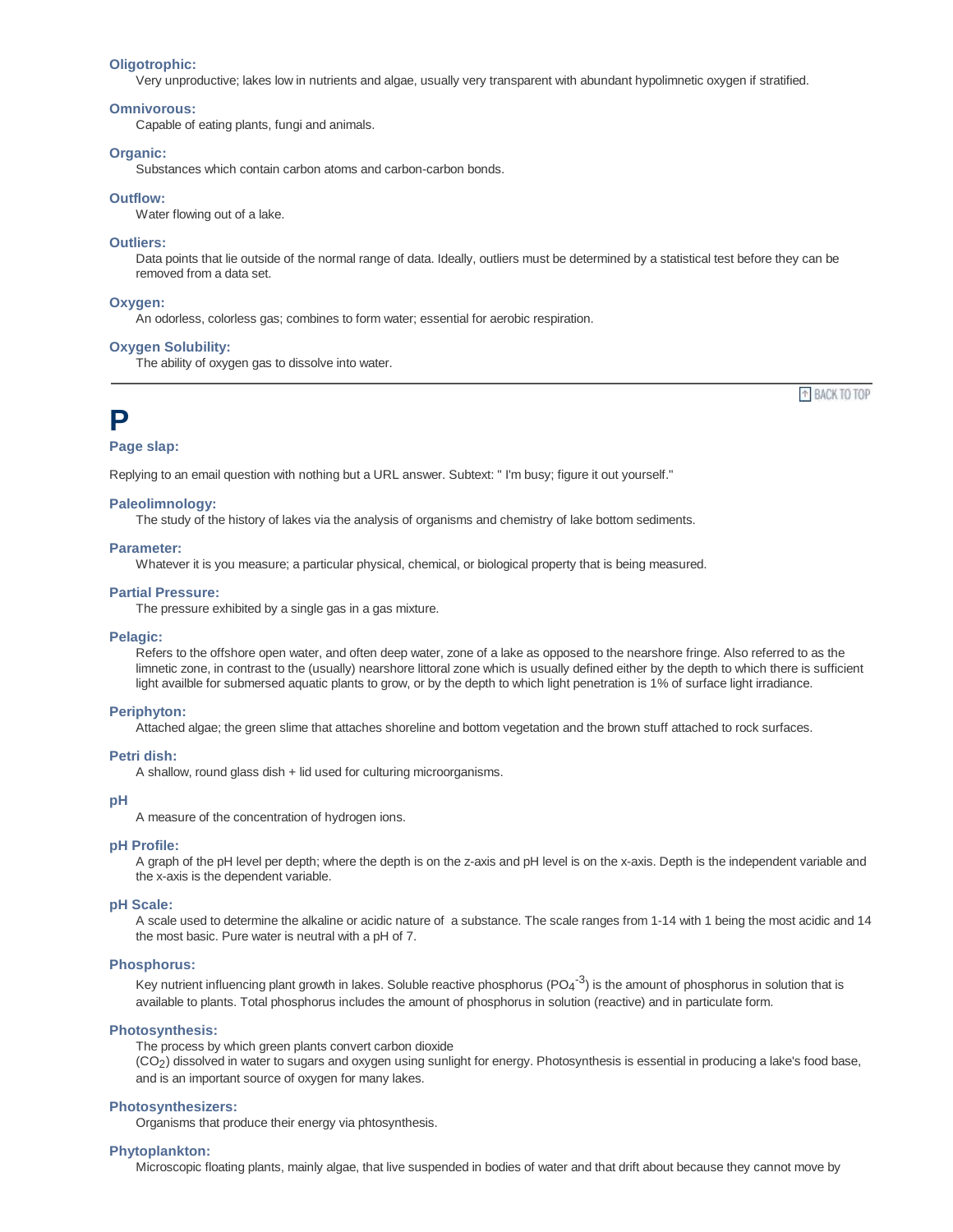**Oligotrophic:**

Very unproductive; lakes low in nutrients and algae, usually very transparent with abundant hypolimnetic oxygen if stratified.

**Omnivorous:**

Capable of eating plants, fungi and animals.

**Organic:**

Substances which contain carbon atoms and carbon-carbon bonds.

**Outflow:**

Water flowing out of a lake.

**Outliers:**

Data points that lie outside of the normal range of data. Ideally, outliers must be determined by a statistical test before they can be removed from a data set.

**Oxygen:**

An odorless, colorless gas; combines to form water; essential for aerobic respiration.

**Oxygen Solubility:**

The ability of oxygen gas to dissolve into water.

---

BACK TO TOP

# P

**Page slap:**

Replying to an email question with nothing but a URL answer. Subtext: " I'm busy; figure it out yourself."

**Paleolimnology:**

The study of the history of lakes via the analysis of organisms and chemistry of lake bottom sediments.

**Parameter:**

Whatever it is you measure; a particular physical, chemical, or biological property that is being measured.

**Partial Pressure:**

The pressure exhibited by a single gas in a gas mixture.

**Pelagic:**

Refers to the offshore open water, and often deep water, zone of a lake as opposed to the nearshore fringe. Also referred to as the limnetic zone, in contrast to the (usually) nearshore littoral zone which is usually defined either by the depth to which there is sufficient light availble for submersed aquatic plants to grow, or by the depth to which light penetration is 1% of surface light irradiance.

**Periphyton:**

Attached algae; the green slime that attaches shoreline and bottom vegetation and the brown stuff attached to rock surfaces.

**Petri dish:**

A shallow, round glass dish + lid used for culturing microorganisms.

**pH**

A measure of the concentration of hydrogen ions.

**pH Profile:**

A graph of the pH level per depth; where the depth is on the z-axis and pH level is on the x-axis. Depth is the independent variable and the x-axis is the dependent variable.

**pH Scale:**

A scale used to determine the alkaline or acidic nature of a substance. The scale ranges from 1-14 with 1 being the most acidic and 14 the most basic. Pure water is neutral with a pH of 7.

**Phosphorus:**

Key nutrient influencing plant growth in lakes. Soluble reactive phosphorus ($PO_4^{-3}$) is the amount of phosphorus in solution that is available to plants. Total phosphorus includes the amount of phosphorus in solution (reactive) and in particulate form.

**Photosynthesis:**

The process by which green plants convert carbon dioxide ($CO_2$) dissolved in water to sugars and oxygen using sunlight for energy. Photosynthesis is essential in producing a lake's food base, and is an important source of oxygen for many lakes.

**Photosynthesizers:**

Organisms that produce their energy via phtosynthesis.

**Phytoplankton:**

Microscopic floating plants, mainly algae, that live suspended in bodies of water and that drift about because they cannot move by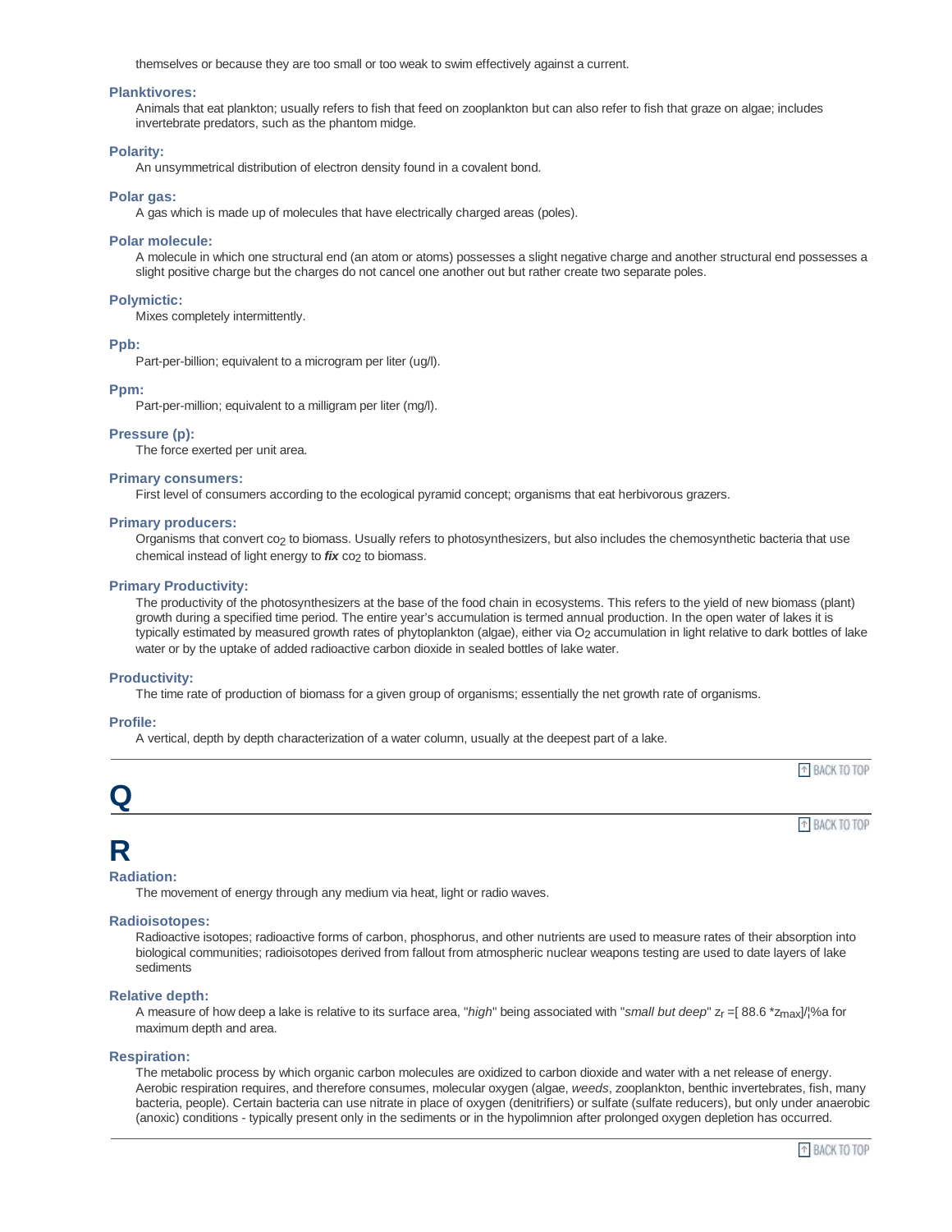themselves or because they are too small or too weak to swim effectively against a current.

**Planktivores:**

Animals that eat plankton; usually refers to fish that feed on zooplankton but can also refer to fish that graze on algae; includes invertebrate predators, such as the phantom midge.

**Polarity:**

An unsymmetrical distribution of electron density found in a covalent bond.

**Polar gas:**

A gas which is made up of molecules that have electrically charged areas (poles).

**Polar molecule:**

A molecule in which one structural end (an atom or atoms) possesses a slight negative charge and another structural end possesses a slight positive charge but the charges do not cancel one another out but rather create two separate poles.

**Polymictic:**

Mixes completely intermittently.

**Ppb:**

Part-per-billion; equivalent to a microgram per liter (ug/l).

**Ppm:**

Part-per-million; equivalent to a milligram per liter (mg/l).

**Pressure (p):**

The force exerted per unit area.

**Primary consumers:**

First level of consumers according to the ecological pyramid concept; organisms that eat herbivorous grazers.

**Primary producers:**

Organisms that convert $co_2$ to biomass. Usually refers to photosynthesizers, but also includes the chemosynthetic bacteria that use chemical instead of light energy to ***fix*** $co_2$ to biomass.

**Primary Productivity:**

The productivity of the photosynthesizers at the base of the food chain in ecosystems. This refers to the yield of new biomass (plant) growth during a specified time period. The entire year's accumulation is termed annual production. In the open water of lakes it is typically estimated by measured growth rates of phytoplankton (algae), either via $O_2$ accumulation in light relative to dark bottles of lake water or by the uptake of added radioactive carbon dioxide in sealed bottles of lake water.

**Productivity:**

The time rate of production of biomass for a given group of organisms; essentially the net growth rate of organisms.

**Profile:**

A vertical, depth by depth characterization of a water column, usually at the deepest part of a lake.

---

# Q

---

# R

**Radiation:**

The movement of energy through any medium via heat, light or radio waves.

**Radioisotopes:**

Radioactive isotopes; radioactive forms of carbon, phosphorus, and other nutrients are used to measure rates of their absorption into biological communities; radioisotopes derived from fallout from atmospheric nuclear weapons testing are used to date layers of lake sediments

**Relative depth:**

A measure of how deep a lake is relative to its surface area, "*high*" being associated with "*small but deep*" $z_r$ =[ 88.6 *$z_{max}$]/¦%a for maximum depth and area.

**Respiration:**

The metabolic process by which organic carbon molecules are oxidized to carbon dioxide and water with a net release of energy. Aerobic respiration requires, and therefore consumes, molecular oxygen (algae, *weeds*, zooplankton, benthic invertebrates, fish, many bacteria, people). Certain bacteria can use nitrate in place of oxygen (denitrifiers) or sulfate (sulfate reducers), but only under anaerobic (anoxic) conditions - typically present only in the sediments or in the hypolimnion after prolonged oxygen depletion has occurred.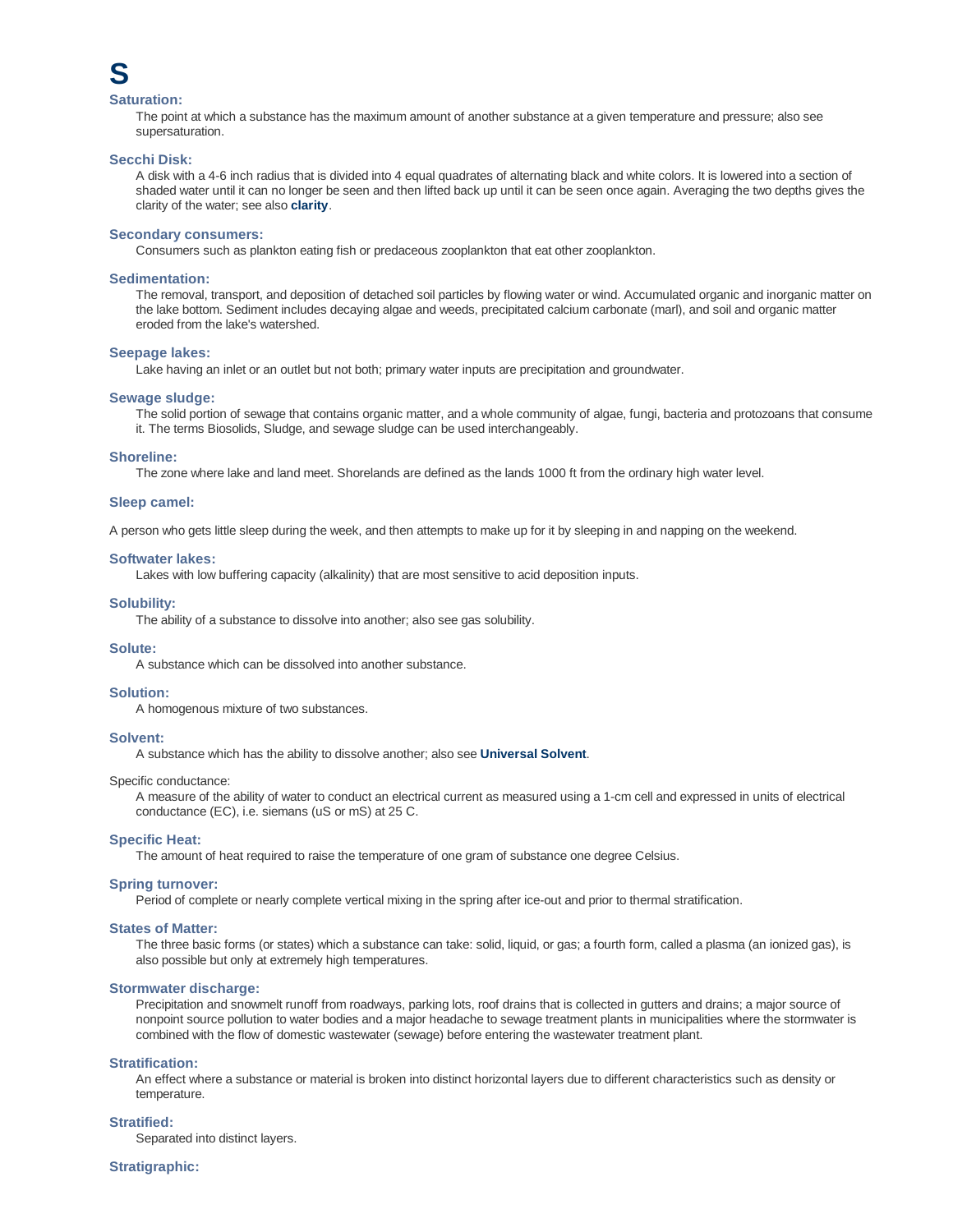# S

### Saturation:

The point at which a substance has the maximum amount of another substance at a given temperature and pressure; also see supersaturation.

### Secchi Disk:

A disk with a 4-6 inch radius that is divided into 4 equal quadrates of alternating black and white colors. It is lowered into a section of shaded water until it can no longer be seen and then lifted back up until it can be seen once again. Averaging the two depths gives the clarity of the water; see also **clarity**.

### Secondary consumers:

Consumers such as plankton eating fish or predaceous zooplankton that eat other zooplankton.

### Sedimentation:

The removal, transport, and deposition of detached soil particles by flowing water or wind. Accumulated organic and inorganic matter on the lake bottom. Sediment includes decaying algae and weeds, precipitated calcium carbonate (marl), and soil and organic matter eroded from the lake's watershed.

### Seepage lakes:

Lake having an inlet or an outlet but not both; primary water inputs are precipitation and groundwater.

### Sewage sludge:

The solid portion of sewage that contains organic matter, and a whole community of algae, fungi, bacteria and protozoans that consume it. The terms Biosolids, Sludge, and sewage sludge can be used interchangeably.

### Shoreline:

The zone where lake and land meet. Shorelands are defined as the lands 1000 ft from the ordinary high water level.

### Sleep camel:

A person who gets little sleep during the week, and then attempts to make up for it by sleeping in and napping on the weekend.

### Softwater lakes:

Lakes with low buffering capacity (alkalinity) that are most sensitive to acid deposition inputs.

### Solubility:

The ability of a substance to dissolve into another; also see gas solubility.

### Solute:

A substance which can be dissolved into another substance.

### Solution:

A homogenous mixture of two substances.

### Solvent:

A substance which has the ability to dissolve another; also see **Universal Solvent**.

Specific conductance:

A measure of the ability of water to conduct an electrical current as measured using a 1-cm cell and expressed in units of electrical conductance (EC), i.e. siemans (uS or mS) at 25 C.

### Specific Heat:

The amount of heat required to raise the temperature of one gram of substance one degree Celsius.

### Spring turnover:

Period of complete or nearly complete vertical mixing in the spring after ice-out and prior to thermal stratification.

### States of Matter:

The three basic forms (or states) which a substance can take: solid, liquid, or gas; a fourth form, called a plasma (an ionized gas), is also possible but only at extremely high temperatures.

### Stormwater discharge:

Precipitation and snowmelt runoff from roadways, parking lots, roof drains that is collected in gutters and drains; a major source of nonpoint source pollution to water bodies and a major headache to sewage treatment plants in municipalities where the stormwater is combined with the flow of domestic wastewater (sewage) before entering the wastewater treatment plant.

### Stratification:

An effect where a substance or material is broken into distinct horizontal layers due to different characteristics such as density or temperature.

### Stratified:

Separated into distinct layers.

### Stratigraphic: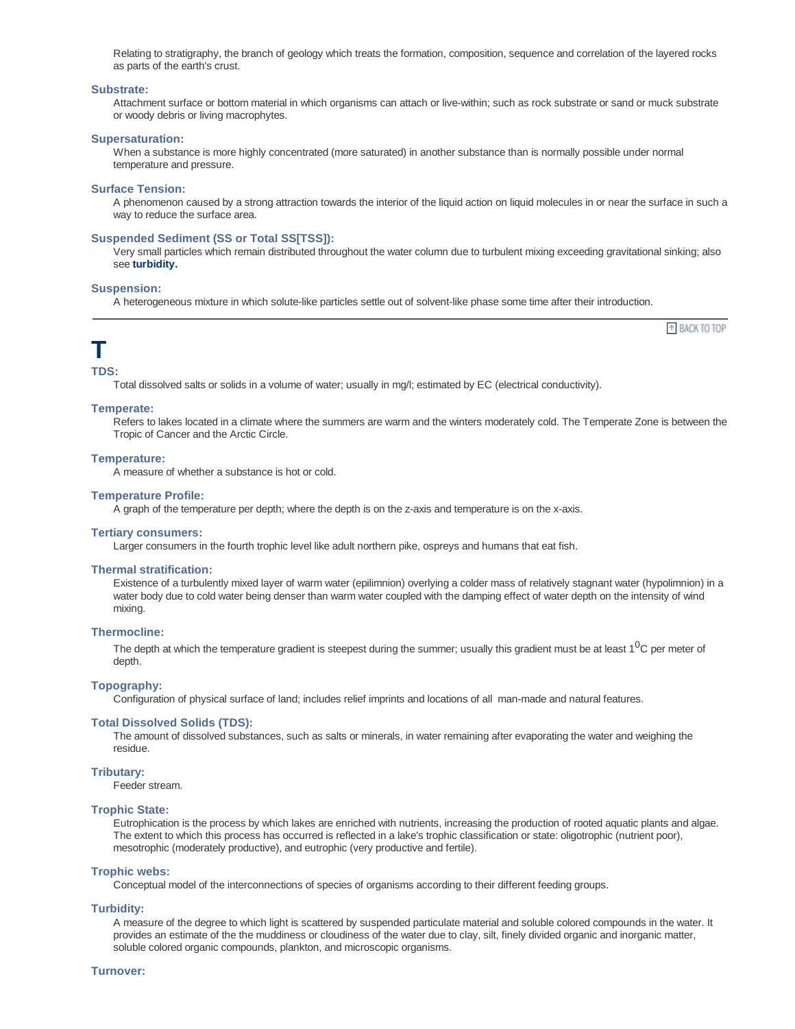Relating to stratigraphy, the branch of geology which treats the formation, composition, sequence and correlation of the layered rocks as parts of the earth's crust.

**Substrate:**

Attachment surface or bottom material in which organisms can attach or live-within; such as rock substrate or sand or muck substrate or woody debris or living macrophytes.

**Supersaturation:**

When a substance is more highly concentrated (more saturated) in another substance than is normally possible under normal temperature and pressure.

**Surface Tension:**

A phenomenon caused by a strong attraction towards the interior of the liquid action on liquid molecules in or near the surface in such a way to reduce the surface area.

**Suspended Sediment (SS or Total SS[TSS]):**

Very small particles which remain distributed throughout the water column due to turbulent mixing exceeding gravitational sinking; also see **turbidity.**

**Suspension:**

A heterogeneous mixture in which solute-like particles settle out of solvent-like phase some time after their introduction.

---

BACK TO TOP

# T

**TDS:**

Total dissolved salts or solids in a volume of water; usually in mg/l; estimated by EC (electrical conductivity).

**Temperate:**

Refers to lakes located in a climate where the summers are warm and the winters moderately cold. The Temperate Zone is between the Tropic of Cancer and the Arctic Circle.

**Temperature:**

A measure of whether a substance is hot or cold.

**Temperature Profile:**

A graph of the temperature per depth; where the depth is on the z-axis and temperature is on the x-axis.

**Tertiary consumers:**

Larger consumers in the fourth trophic level like adult northern pike, ospreys and humans that eat fish.

**Thermal stratification:**

Existence of a turbulently mixed layer of warm water (epilimnion) overlying a colder mass of relatively stagnant water (hypolimnion) in a water body due to cold water being denser than warm water coupled with the damping effect of water depth on the intensity of wind mixing.

**Thermocline:**

The depth at which the temperature gradient is steepest during the summer; usually this gradient must be at least $1^0$C per meter of depth.

**Topography:**

Configuration of physical surface of land; includes relief imprints and locations of all man-made and natural features.

**Total Dissolved Solids (TDS):**

The amount of dissolved substances, such as salts or minerals, in water remaining after evaporating the water and weighing the residue.

**Tributary:**

Feeder stream.

**Trophic State:**

Eutrophication is the process by which lakes are enriched with nutrients, increasing the production of rooted aquatic plants and algae. The extent to which this process has occurred is reflected in a lake's trophic classification or state: oligotrophic (nutrient poor), mesotrophic (moderately productive), and eutrophic (very productive and fertile).

**Trophic webs:**

Conceptual model of the interconnections of species of organisms according to their different feeding groups.

**Turbidity:**

A measure of the degree to which light is scattered by suspended particulate material and soluble colored compounds in the water. It provides an estimate of the the muddiness or cloudiness of the water due to clay, silt, finely divided organic and inorganic matter, soluble colored organic compounds, plankton, and microscopic organisms.

**Turnover:**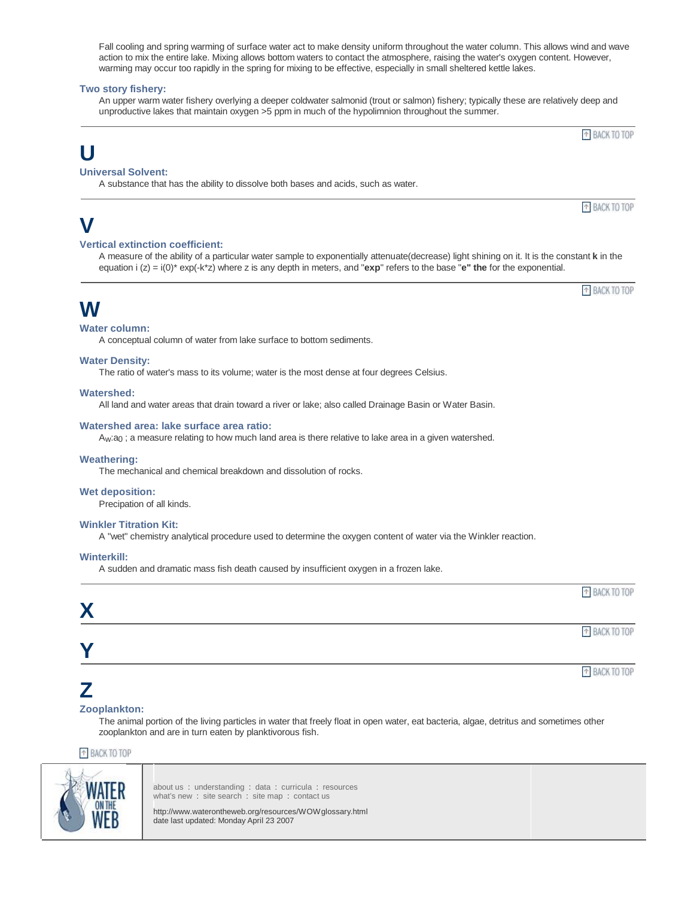Fall cooling and spring warming of surface water act to make density uniform throughout the water column. This allows wind and wave action to mix the entire lake. Mixing allows bottom waters to contact the atmosphere, raising the water's oxygen content. However, warming may occur too rapidly in the spring for mixing to be effective, especially in small sheltered kettle lakes.

### Two story fishery:

An upper warm water fishery overlying a deeper coldwater salmonid (trout or salmon) fishery; typically these are relatively deep and unproductive lakes that maintain oxygen >5 ppm in much of the hypolimnion throughout the summer.

BACK TO TOP

# U

### Universal Solvent:

A substance that has the ability to dissolve both bases and acids, such as water.

BACK TO TOP

# V

### Vertical extinction coefficient:

A measure of the ability of a particular water sample to exponentially attenuate(decrease) light shining on it. It is the constant **k** in the equation i (z) = i(0)* exp(-k*z) where z is any depth in meters, and "**exp**" refers to the base "**e" the** for the exponential.

BACK TO TOP

# W

### Water column:

A conceptual column of water from lake surface to bottom sediments.

### Water Density:

The ratio of water's mass to its volume; water is the most dense at four degrees Celsius.

### Watershed:

All land and water areas that drain toward a river or lake; also called Drainage Basin or Water Basin.

### Watershed area: lake surface area ratio:

$A_W$:$a_0$ ; a measure relating to how much land area is there relative to lake area in a given watershed.

### Weathering:

The mechanical and chemical breakdown and dissolution of rocks.

### Wet deposition:

Precipitation of all kinds.

### Winkler Titration Kit:

A "wet" chemistry analytical procedure used to determine the oxygen content of water via the Winkler reaction.

### Winterkill:

A sudden and dramatic mass fish death caused by insufficient oxygen in a frozen lake.

BACK TO TOP

# X

BACK TO TOP

# Y

BACK TO TOP

# Z

### Zooplankton:

The animal portion of the living particles in water that freely float in open water, eat bacteria, algae, detritus and sometimes other zooplankton and are in turn eaten by planktivorous fish.

BACK TO TOP

about us : understanding : data : curricula : resources
what's new : site search : site map : contact us

http://www.waterontheweb.org/resources/WOWglossary.html
date last updated: Monday April 23 2007